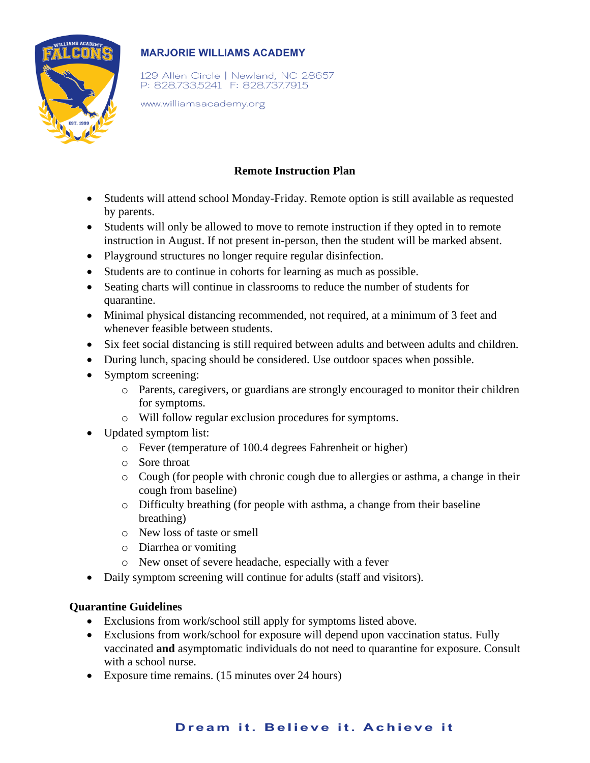**MARJORIE WILLIAMS ACADEMY**

129 Allen Circle | Newland, NC 28657
P: 828.733.5241 F: 828.737.7915

www.williamsacademy.org

## Remote Instruction Plan

- Students will attend school Monday-Friday. Remote option is still available as requested by parents.
- Students will only be allowed to move to remote instruction if they opted in to remote instruction in August. If not present in-person, then the student will be marked absent.
- Playground structures no longer require regular disinfection.
- Students are to continue in cohorts for learning as much as possible.
- Seating charts will continue in classrooms to reduce the number of students for quarantine.
- Minimal physical distancing recommended, not required, at a minimum of 3 feet and whenever feasible between students.
- Six feet social distancing is still required between adults and between adults and children.
- During lunch, spacing should be considered. Use outdoor spaces when possible.
- Symptom screening:
  - Parents, caregivers, or guardians are strongly encouraged to monitor their children for symptoms.
  - Will follow regular exclusion procedures for symptoms.
- Updated symptom list:
  - Fever (temperature of 100.4 degrees Fahrenheit or higher)
  - Sore throat
  - Cough (for people with chronic cough due to allergies or asthma, a change in their cough from baseline)
  - Difficulty breathing (for people with asthma, a change from their baseline breathing)
  - New loss of taste or smell
  - Diarrhea or vomiting
  - New onset of severe headache, especially with a fever
- Daily symptom screening will continue for adults (staff and visitors).

**Quarantine Guidelines**

- Exclusions from work/school still apply for symptoms listed above.
- Exclusions from work/school for exposure will depend upon vaccination status. Fully vaccinated **and** asymptomatic individuals do not need to quarantine for exposure. Consult with a school nurse.
- Exposure time remains. (15 minutes over 24 hours)

**Dream it. Believe it. Achieve it**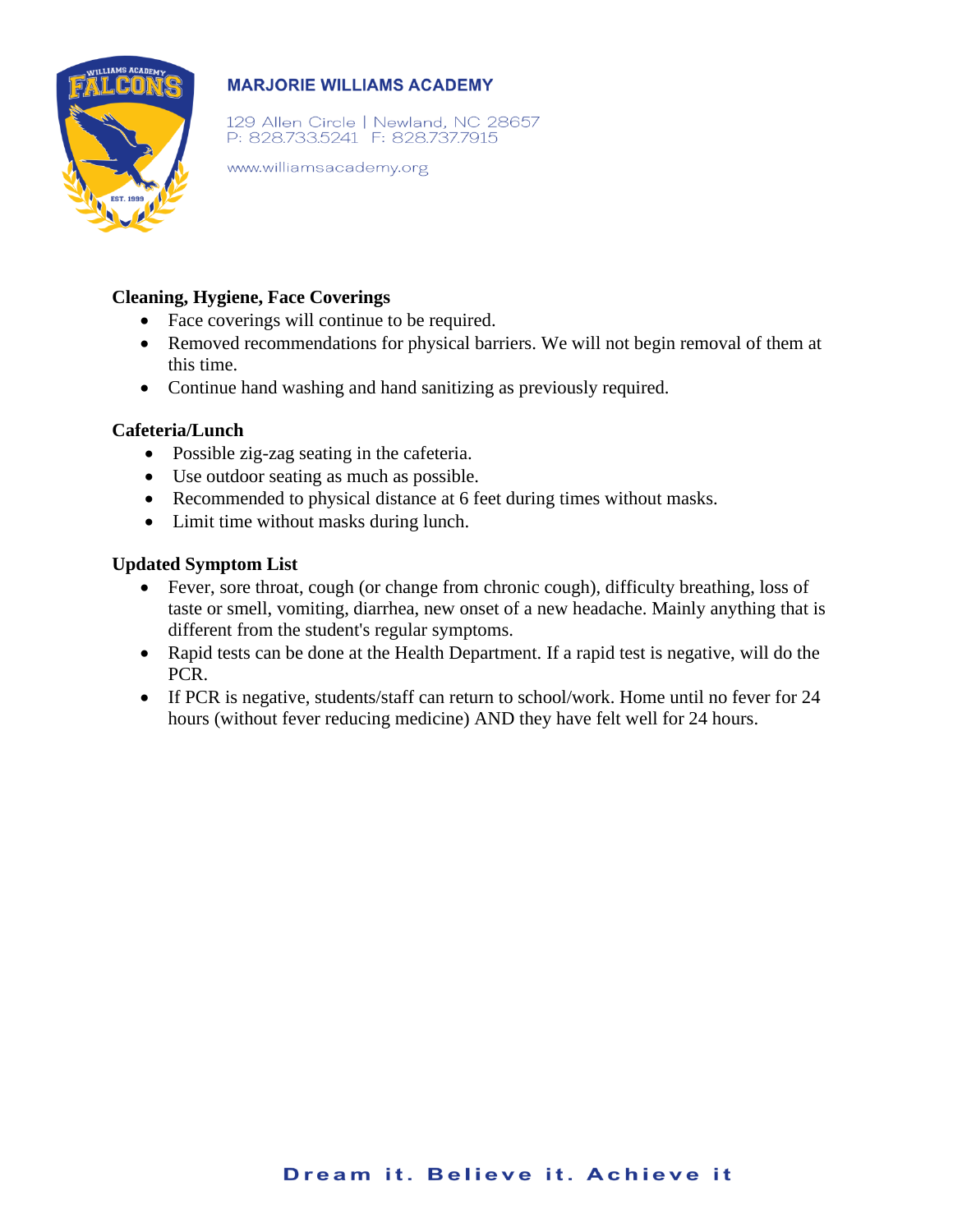**MARJORIE WILLIAMS ACADEMY**

129 Allen Circle | Newland, NC 28657
P: 828.733.5241 F: 828.737.7915

www.williamsacademy.org

**Cleaning, Hygiene, Face Coverings**

- Face coverings will continue to be required.
- Removed recommendations for physical barriers. We will not begin removal of them at this time.
- Continue hand washing and hand sanitizing as previously required.

**Cafeteria/Lunch**

- Possible zig-zag seating in the cafeteria.
- Use outdoor seating as much as possible.
- Recommended to physical distance at 6 feet during times without masks.
- Limit time without masks during lunch.

**Updated Symptom List**

- Fever, sore throat, cough (or change from chronic cough), difficulty breathing, loss of taste or smell, vomiting, diarrhea, new onset of a new headache. Mainly anything that is different from the student's regular symptoms.
- Rapid tests can be done at the Health Department. If a rapid test is negative, will do the PCR.
- If PCR is negative, students/staff can return to school/work. Home until no fever for 24 hours (without fever reducing medicine) AND they have felt well for 24 hours.

**Dream it. Believe it. Achieve it**